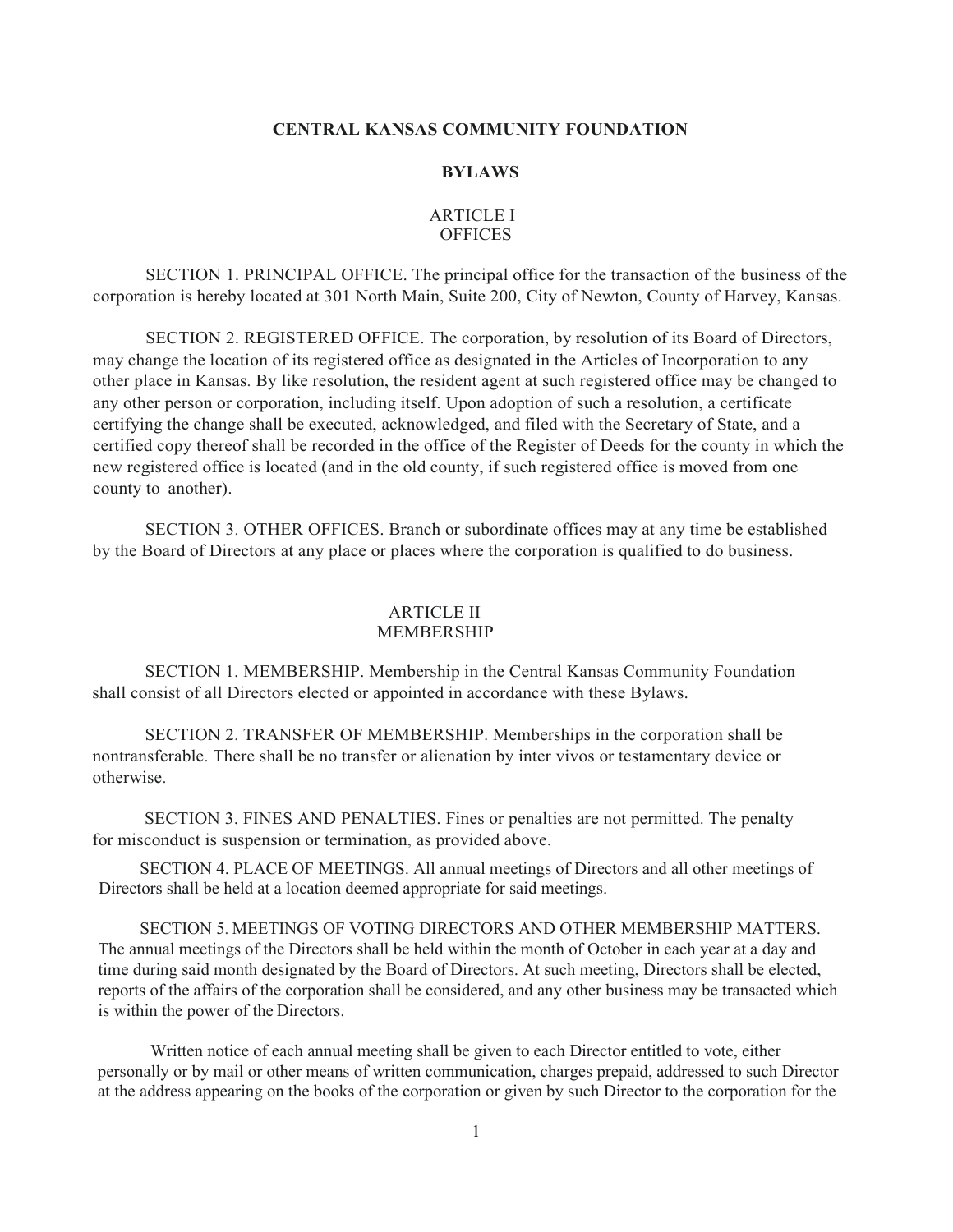# CENTRAL KANSAS COMMUNITY FOUNDATION

## BYLAWS

### ARTICLE I
### OFFICES

SECTION 1. PRINCIPAL OFFICE. The principal office for the transaction of the business of the corporation is hereby located at 301 North Main, Suite 200, City of Newton, County of Harvey, Kansas.

SECTION 2. REGISTERED OFFICE. The corporation, by resolution of its Board of Directors, may change the location of its registered office as designated in the Articles of Incorporation to any other place in Kansas. By like resolution, the resident agent at such registered office may be changed to any other person or corporation, including itself. Upon adoption of such a resolution, a certificate certifying the change shall be executed, acknowledged, and filed with the Secretary of State, and a certified copy thereof shall be recorded in the office of the Register of Deeds for the county in which the new registered office is located (and in the old county, if such registered office is moved from one county to another).

SECTION 3. OTHER OFFICES. Branch or subordinate offices may at any time be established by the Board of Directors at any place or places where the corporation is qualified to do business.

### ARTICLE II
### MEMBERSHIP

SECTION 1. MEMBERSHIP. Membership in the Central Kansas Community Foundation shall consist of all Directors elected or appointed in accordance with these Bylaws.

SECTION 2. TRANSFER OF MEMBERSHIP. Memberships in the corporation shall be nontransferable. There shall be no transfer or alienation by inter vivos or testamentary device or otherwise.

SECTION 3. FINES AND PENALTIES. Fines or penalties are not permitted. The penalty for misconduct is suspension or termination, as provided above.

SECTION 4. PLACE OF MEETINGS. All annual meetings of Directors and all other meetings of Directors shall be held at a location deemed appropriate for said meetings.

SECTION 5. MEETINGS OF VOTING DIRECTORS AND OTHER MEMBERSHIP MATTERS. The annual meetings of the Directors shall be held within the month of October in each year at a day and time during said month designated by the Board of Directors. At such meeting, Directors shall be elected, reports of the affairs of the corporation shall be considered, and any other business may be transacted which is within the power of the Directors.

Written notice of each annual meeting shall be given to each Director entitled to vote, either personally or by mail or other means of written communication, charges prepaid, addressed to such Director at the address appearing on the books of the corporation or given by such Director to the corporation for the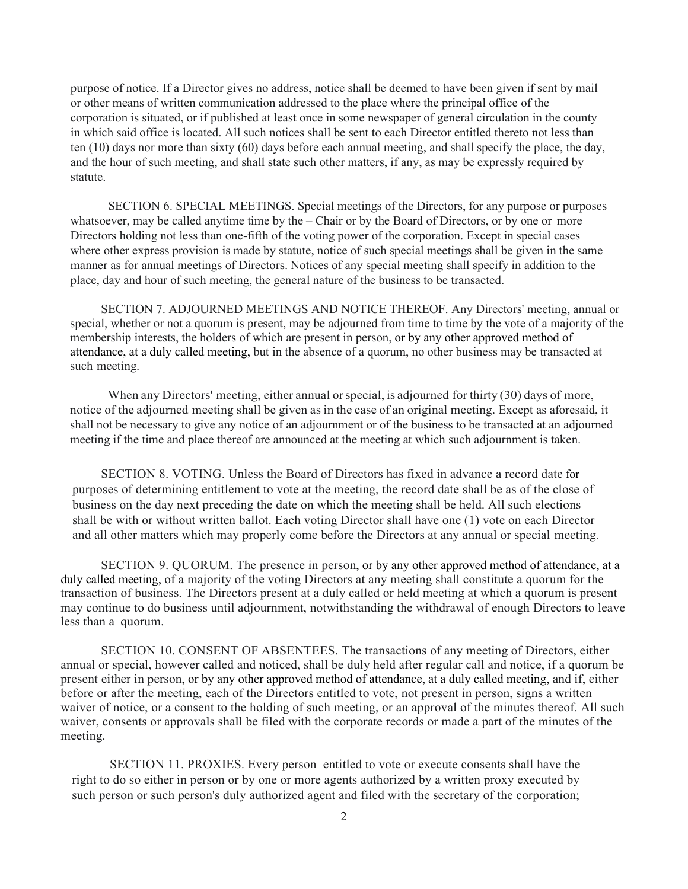purpose of notice. If a Director gives no address, notice shall be deemed to have been given if sent by mail or other means of written communication addressed to the place where the principal office of the corporation is situated, or if published at least once in some newspaper of general circulation in the county in which said office is located. All such notices shall be sent to each Director entitled thereto not less than ten (10) days nor more than sixty (60) days before each annual meeting, and shall specify the place, the day, and the hour of such meeting, and shall state such other matters, if any, as may be expressly required by statute.

SECTION 6. SPECIAL MEETINGS. Special meetings of the Directors, for any purpose or purposes whatsoever, may be called anytime time by the – Chair or by the Board of Directors, or by one or more Directors holding not less than one-fifth of the voting power of the corporation. Except in special cases where other express provision is made by statute, notice of such special meetings shall be given in the same manner as for annual meetings of Directors. Notices of any special meeting shall specify in addition to the place, day and hour of such meeting, the general nature of the business to be transacted.

SECTION 7. ADJOURNED MEETINGS AND NOTICE THEREOF. Any Directors' meeting, annual or special, whether or not a quorum is present, may be adjourned from time to time by the vote of a majority of the membership interests, the holders of which are present in person, or by any other approved method of attendance, at a duly called meeting, but in the absence of a quorum, no other business may be transacted at such meeting.

When any Directors' meeting, either annual or special, is adjourned for thirty (30) days of more, notice of the adjourned meeting shall be given as in the case of an original meeting. Except as aforesaid, it shall not be necessary to give any notice of an adjournment or of the business to be transacted at an adjourned meeting if the time and place thereof are announced at the meeting at which such adjournment is taken.

SECTION 8. VOTING. Unless the Board of Directors has fixed in advance a record date for purposes of determining entitlement to vote at the meeting, the record date shall be as of the close of business on the day next preceding the date on which the meeting shall be held. All such elections shall be with or without written ballot. Each voting Director shall have one (1) vote on each Director and all other matters which may properly come before the Directors at any annual or special meeting.

SECTION 9. QUORUM. The presence in person, or by any other approved method of attendance, at a duly called meeting, of a majority of the voting Directors at any meeting shall constitute a quorum for the transaction of business. The Directors present at a duly called or held meeting at which a quorum is present may continue to do business until adjournment, notwithstanding the withdrawal of enough Directors to leave less than a quorum.

SECTION 10. CONSENT OF ABSENTEES. The transactions of any meeting of Directors, either annual or special, however called and noticed, shall be duly held after regular call and notice, if a quorum be present either in person, or by any other approved method of attendance, at a duly called meeting, and if, either before or after the meeting, each of the Directors entitled to vote, not present in person, signs a written waiver of notice, or a consent to the holding of such meeting, or an approval of the minutes thereof. All such waiver, consents or approvals shall be filed with the corporate records or made a part of the minutes of the meeting.

SECTION 11. PROXIES. Every person entitled to vote or execute consents shall have the right to do so either in person or by one or more agents authorized by a written proxy executed by such person or such person's duly authorized agent and filed with the secretary of the corporation;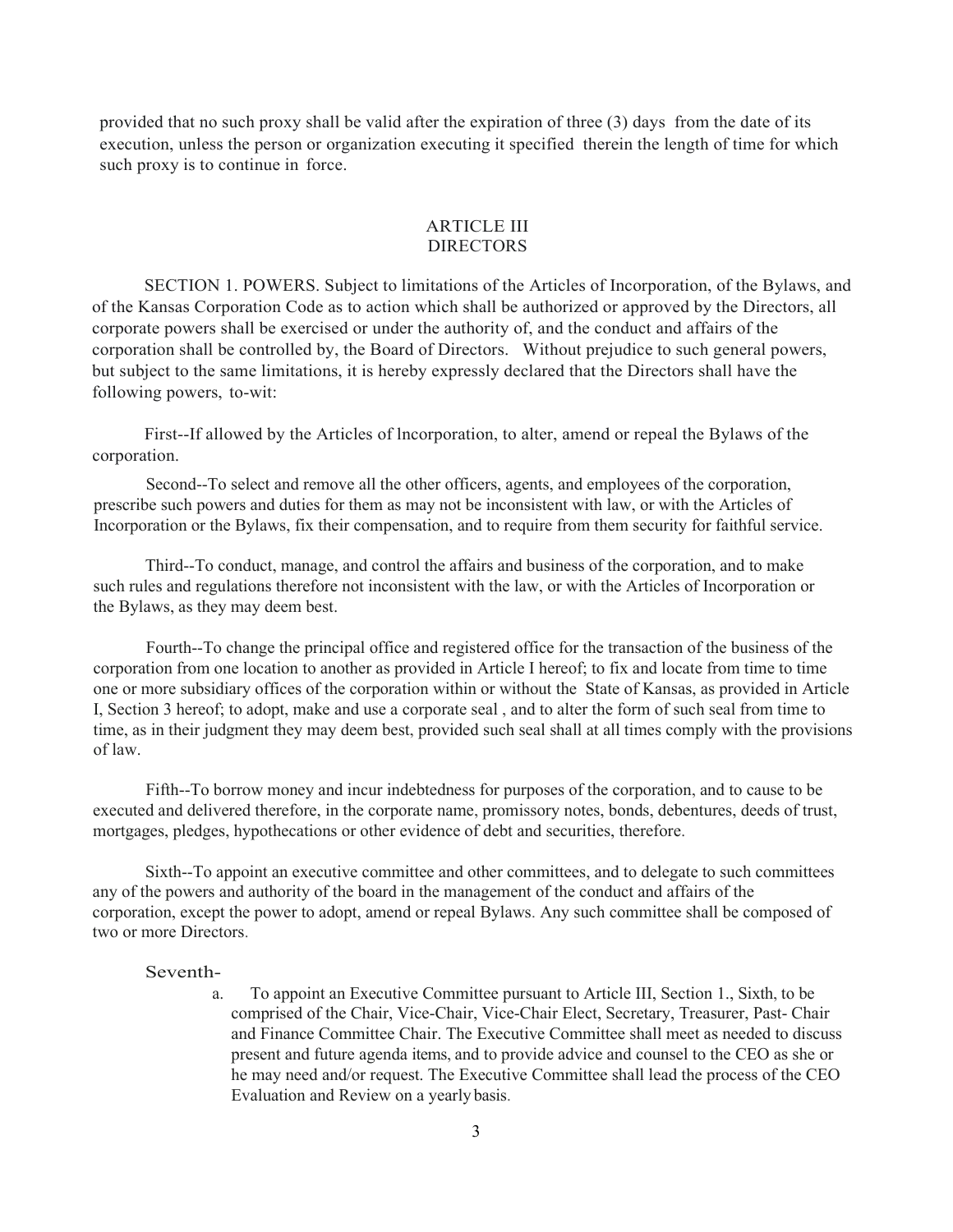provided that no such proxy shall be valid after the expiration of three (3) days from the date of its execution, unless the person or organization executing it specified therein the length of time for which such proxy is to continue in force.

## ARTICLE III
## DIRECTORS

SECTION 1. POWERS. Subject to limitations of the Articles of Incorporation, of the Bylaws, and of the Kansas Corporation Code as to action which shall be authorized or approved by the Directors, all corporate powers shall be exercised or under the authority of, and the conduct and affairs of the corporation shall be controlled by, the Board of Directors. Without prejudice to such general powers, but subject to the same limitations, it is hereby expressly declared that the Directors shall have the following powers, to-wit:

First--If allowed by the Articles of lncorporation, to alter, amend or repeal the Bylaws of the corporation.

Second--To select and remove all the other officers, agents, and employees of the corporation, prescribe such powers and duties for them as may not be inconsistent with law, or with the Articles of Incorporation or the Bylaws, fix their compensation, and to require from them security for faithful service.

Third--To conduct, manage, and control the affairs and business of the corporation, and to make such rules and regulations therefore not inconsistent with the law, or with the Articles of Incorporation or the Bylaws, as they may deem best.

Fourth--To change the principal office and registered office for the transaction of the business of the corporation from one location to another as provided in Article I hereof; to fix and locate from time to time one or more subsidiary offices of the corporation within or without the State of Kansas, as provided in Article I, Section 3 hereof; to adopt, make and use a corporate seal , and to alter the form of such seal from time to time, as in their judgment they may deem best, provided such seal shall at all times comply with the provisions of law.

Fifth--To borrow money and incur indebtedness for purposes of the corporation, and to cause to be executed and delivered therefore, in the corporate name, promissory notes, bonds, debentures, deeds of trust, mortgages, pledges, hypothecations or other evidence of debt and securities, therefore.

Sixth--To appoint an executive committee and other committees, and to delegate to such committees any of the powers and authority of the board in the management of the conduct and affairs of the corporation, except the power to adopt, amend or repeal Bylaws. Any such committee shall be composed of two or more Directors.

Seventh-

a. To appoint an Executive Committee pursuant to Article III, Section 1., Sixth, to be comprised of the Chair, Vice-Chair, Vice-Chair Elect, Secretary, Treasurer, Past- Chair and Finance Committee Chair. The Executive Committee shall meet as needed to discuss present and future agenda items, and to provide advice and counsel to the CEO as she or he may need and/or request. The Executive Committee shall lead the process of the CEO Evaluation and Review on a yearly basis.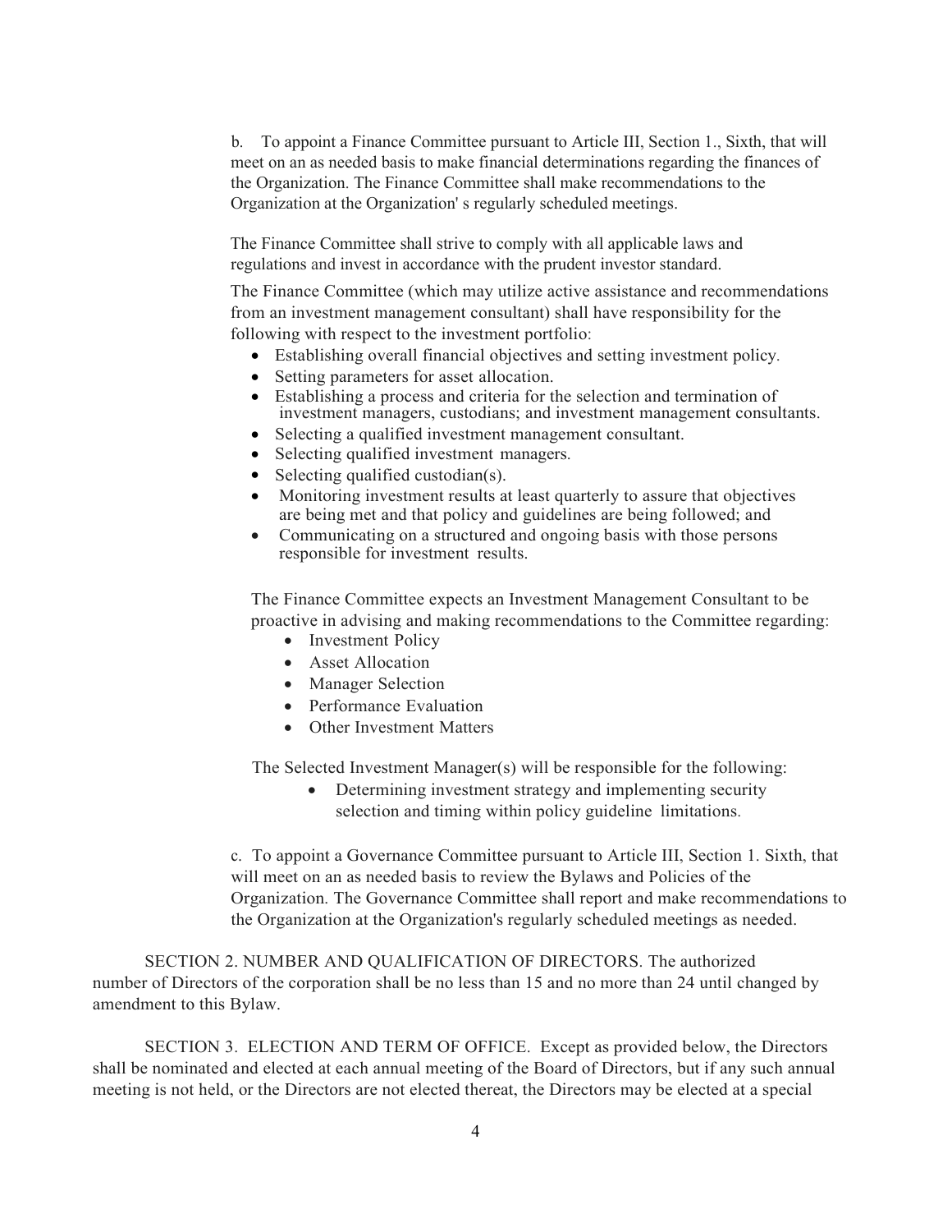b. To appoint a Finance Committee pursuant to Article III, Section 1., Sixth, that will meet on an as needed basis to make financial determinations regarding the finances of the Organization. The Finance Committee shall make recommendations to the Organization at the Organization' s regularly scheduled meetings.

The Finance Committee shall strive to comply with all applicable laws and regulations and invest in accordance with the prudent investor standard.

The Finance Committee (which may utilize active assistance and recommendations from an investment management consultant) shall have responsibility for the following with respect to the investment portfolio:

- Establishing overall financial objectives and setting investment policy.
- Setting parameters for asset allocation.
- Establishing a process and criteria for the selection and termination of investment managers, custodians; and investment management consultants.
- Selecting a qualified investment management consultant.
- Selecting qualified investment managers.
- Selecting qualified custodian(s).
- Monitoring investment results at least quarterly to assure that objectives are being met and that policy and guidelines are being followed; and
- Communicating on a structured and ongoing basis with those persons responsible for investment results.

The Finance Committee expects an Investment Management Consultant to be proactive in advising and making recommendations to the Committee regarding:

- Investment Policy
- Asset Allocation
- Manager Selection
- Performance Evaluation
- Other Investment Matters

The Selected Investment Manager(s) will be responsible for the following:

- Determining investment strategy and implementing security selection and timing within policy guideline limitations.

c. To appoint a Governance Committee pursuant to Article III, Section 1. Sixth, that will meet on an as needed basis to review the Bylaws and Policies of the Organization. The Governance Committee shall report and make recommendations to the Organization at the Organization's regularly scheduled meetings as needed.

SECTION 2. NUMBER AND QUALIFICATION OF DIRECTORS. The authorized number of Directors of the corporation shall be no less than 15 and no more than 24 until changed by amendment to this Bylaw.

SECTION 3. ELECTION AND TERM OF OFFICE. Except as provided below, the Directors shall be nominated and elected at each annual meeting of the Board of Directors, but if any such annual meeting is not held, or the Directors are not elected thereat, the Directors may be elected at a special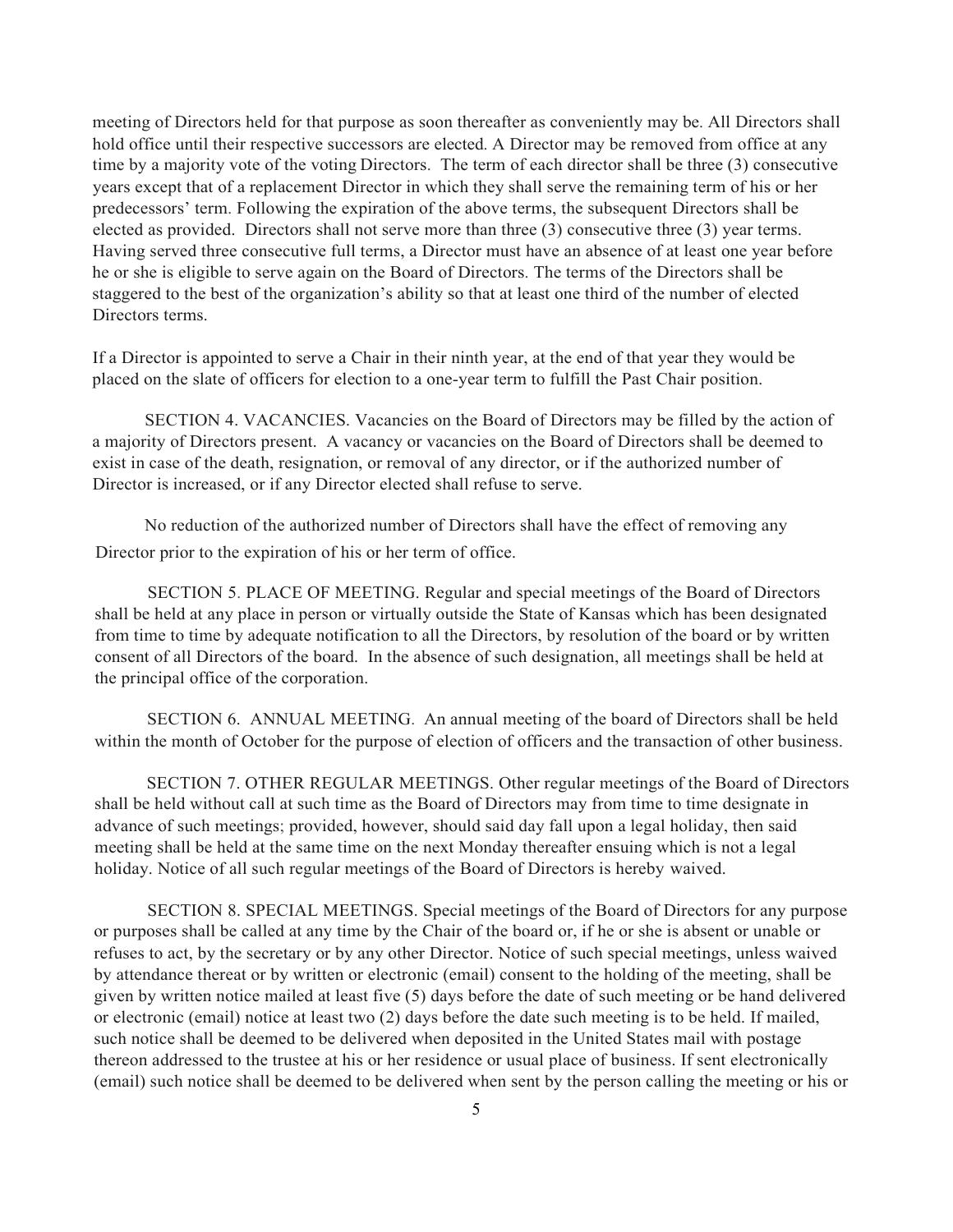meeting of Directors held for that purpose as soon thereafter as conveniently may be. All Directors shall hold office until their respective successors are elected. A Director may be removed from office at any time by a majority vote of the voting Directors. The term of each director shall be three (3) consecutive years except that of a replacement Director in which they shall serve the remaining term of his or her predecessors' term. Following the expiration of the above terms, the subsequent Directors shall be elected as provided. Directors shall not serve more than three (3) consecutive three (3) year terms. Having served three consecutive full terms, a Director must have an absence of at least one year before he or she is eligible to serve again on the Board of Directors. The terms of the Directors shall be staggered to the best of the organization's ability so that at least one third of the number of elected Directors terms.

If a Director is appointed to serve a Chair in their ninth year, at the end of that year they would be placed on the slate of officers for election to a one-year term to fulfill the Past Chair position.

SECTION 4. VACANCIES. Vacancies on the Board of Directors may be filled by the action of a majority of Directors present. A vacancy or vacancies on the Board of Directors shall be deemed to exist in case of the death, resignation, or removal of any director, or if the authorized number of Director is increased, or if any Director elected shall refuse to serve.

No reduction of the authorized number of Directors shall have the effect of removing any Director prior to the expiration of his or her term of office.

SECTION 5. PLACE OF MEETING. Regular and special meetings of the Board of Directors shall be held at any place in person or virtually outside the State of Kansas which has been designated from time to time by adequate notification to all the Directors, by resolution of the board or by written consent of all Directors of the board. In the absence of such designation, all meetings shall be held at the principal office of the corporation.

SECTION 6. ANNUAL MEETING. An annual meeting of the board of Directors shall be held within the month of October for the purpose of election of officers and the transaction of other business.

SECTION 7. OTHER REGULAR MEETINGS. Other regular meetings of the Board of Directors shall be held without call at such time as the Board of Directors may from time to time designate in advance of such meetings; provided, however, should said day fall upon a legal holiday, then said meeting shall be held at the same time on the next Monday thereafter ensuing which is not a legal holiday. Notice of all such regular meetings of the Board of Directors is hereby waived.

SECTION 8. SPECIAL MEETINGS. Special meetings of the Board of Directors for any purpose or purposes shall be called at any time by the Chair of the board or, if he or she is absent or unable or refuses to act, by the secretary or by any other Director. Notice of such special meetings, unless waived by attendance thereat or by written or electronic (email) consent to the holding of the meeting, shall be given by written notice mailed at least five (5) days before the date of such meeting or be hand delivered or electronic (email) notice at least two (2) days before the date such meeting is to be held. If mailed, such notice shall be deemed to be delivered when deposited in the United States mail with postage thereon addressed to the trustee at his or her residence or usual place of business. If sent electronically (email) such notice shall be deemed to be delivered when sent by the person calling the meeting or his or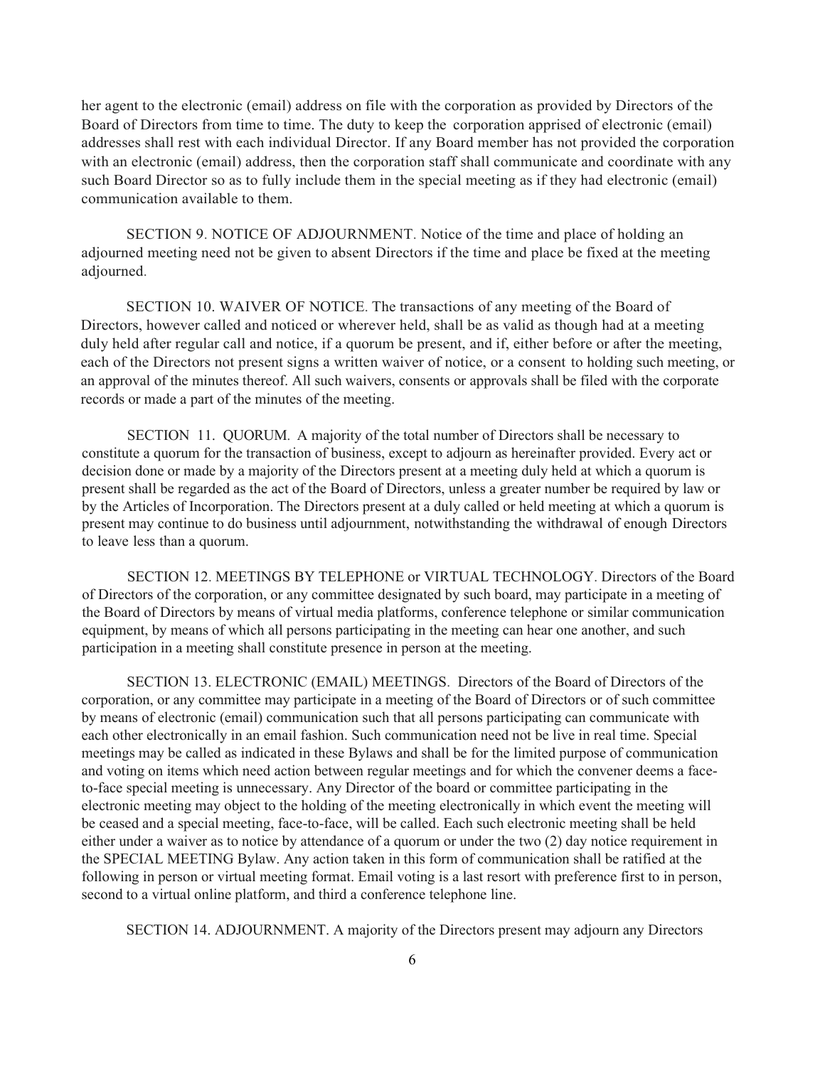her agent to the electronic (email) address on file with the corporation as provided by Directors of the Board of Directors from time to time. The duty to keep the corporation apprised of electronic (email) addresses shall rest with each individual Director. If any Board member has not provided the corporation with an electronic (email) address, then the corporation staff shall communicate and coordinate with any such Board Director so as to fully include them in the special meeting as if they had electronic (email) communication available to them.

SECTION 9. NOTICE OF ADJOURNMENT. Notice of the time and place of holding an adjourned meeting need not be given to absent Directors if the time and place be fixed at the meeting adjourned.

SECTION 10. WAIVER OF NOTICE. The transactions of any meeting of the Board of Directors, however called and noticed or wherever held, shall be as valid as though had at a meeting duly held after regular call and notice, if a quorum be present, and if, either before or after the meeting, each of the Directors not present signs a written waiver of notice, or a consent to holding such meeting, or an approval of the minutes thereof. All such waivers, consents or approvals shall be filed with the corporate records or made a part of the minutes of the meeting.

SECTION 11. QUORUM. A majority of the total number of Directors shall be necessary to constitute a quorum for the transaction of business, except to adjourn as hereinafter provided. Every act or decision done or made by a majority of the Directors present at a meeting duly held at which a quorum is present shall be regarded as the act of the Board of Directors, unless a greater number be required by law or by the Articles of Incorporation. The Directors present at a duly called or held meeting at which a quorum is present may continue to do business until adjournment, notwithstanding the withdrawal of enough Directors to leave less than a quorum.

SECTION 12. MEETINGS BY TELEPHONE or VIRTUAL TECHNOLOGY. Directors of the Board of Directors of the corporation, or any committee designated by such board, may participate in a meeting of the Board of Directors by means of virtual media platforms, conference telephone or similar communication equipment, by means of which all persons participating in the meeting can hear one another, and such participation in a meeting shall constitute presence in person at the meeting.

SECTION 13. ELECTRONIC (EMAIL) MEETINGS. Directors of the Board of Directors of the corporation, or any committee may participate in a meeting of the Board of Directors or of such committee by means of electronic (email) communication such that all persons participating can communicate with each other electronically in an email fashion. Such communication need not be live in real time. Special meetings may be called as indicated in these Bylaws and shall be for the limited purpose of communication and voting on items which need action between regular meetings and for which the convener deems a face-to-face special meeting is unnecessary. Any Director of the board or committee participating in the electronic meeting may object to the holding of the meeting electronically in which event the meeting will be ceased and a special meeting, face-to-face, will be called. Each such electronic meeting shall be held either under a waiver as to notice by attendance of a quorum or under the two (2) day notice requirement in the SPECIAL MEETING Bylaw. Any action taken in this form of communication shall be ratified at the following in person or virtual meeting format. Email voting is a last resort with preference first to in person, second to a virtual online platform, and third a conference telephone line.

SECTION 14. ADJOURNMENT. A majority of the Directors present may adjourn any Directors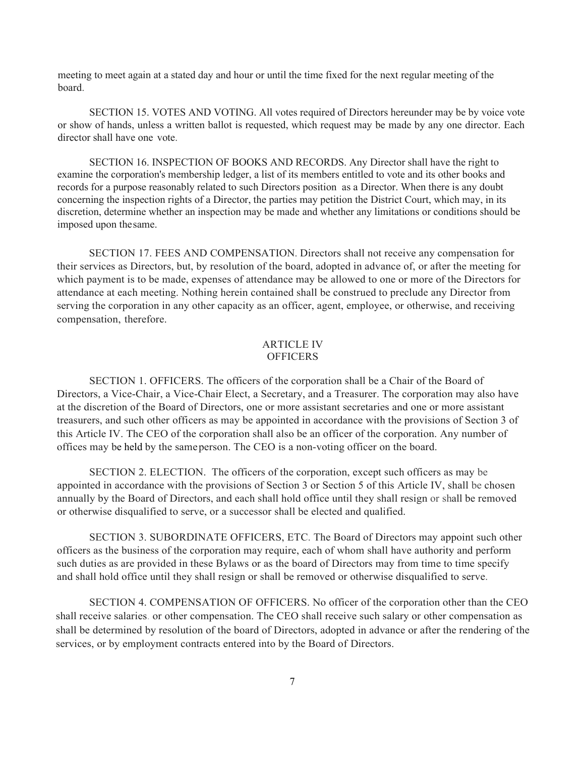meeting to meet again at a stated day and hour or until the time fixed for the next regular meeting of the board.

SECTION 15. VOTES AND VOTING. All votes required of Directors hereunder may be by voice vote or show of hands, unless a written ballot is requested, which request may be made by any one director. Each director shall have one vote.

SECTION 16. INSPECTION OF BOOKS AND RECORDS. Any Director shall have the right to examine the corporation's membership ledger, a list of its members entitled to vote and its other books and records for a purpose reasonably related to such Directors position as a Director. When there is any doubt concerning the inspection rights of a Director, the parties may petition the District Court, which may, in its discretion, determine whether an inspection may be made and whether any limitations or conditions should be imposed upon the same.

SECTION 17. FEES AND COMPENSATION. Directors shall not receive any compensation for their services as Directors, but, by resolution of the board, adopted in advance of, or after the meeting for which payment is to be made, expenses of attendance may be allowed to one or more of the Directors for attendance at each meeting. Nothing herein contained shall be construed to preclude any Director from serving the corporation in any other capacity as an officer, agent, employee, or otherwise, and receiving compensation, therefore.

## ARTICLE IV
## OFFICERS

SECTION 1. OFFICERS. The officers of the corporation shall be a Chair of the Board of Directors, a Vice-Chair, a Vice-Chair Elect, a Secretary, and a Treasurer. The corporation may also have at the discretion of the Board of Directors, one or more assistant secretaries and one or more assistant treasurers, and such other officers as may be appointed in accordance with the provisions of Section 3 of this Article IV. The CEO of the corporation shall also be an officer of the corporation. Any number of offices may be held by the same person. The CEO is a non-voting officer on the board.

SECTION 2. ELECTION. The officers of the corporation, except such officers as may be appointed in accordance with the provisions of Section 3 or Section 5 of this Article IV, shall be chosen annually by the Board of Directors, and each shall hold office until they shall resign or shall be removed or otherwise disqualified to serve, or a successor shall be elected and qualified.

SECTION 3. SUBORDINATE OFFICERS, ETC. The Board of Directors may appoint such other officers as the business of the corporation may require, each of whom shall have authority and perform such duties as are provided in these Bylaws or as the board of Directors may from time to time specify and shall hold office until they shall resign or shall be removed or otherwise disqualified to serve.

SECTION 4. COMPENSATION OF OFFICERS. No officer of the corporation other than the CEO shall receive salaries. or other compensation. The CEO shall receive such salary or other compensation as shall be determined by resolution of the board of Directors, adopted in advance or after the rendering of the services, or by employment contracts entered into by the Board of Directors.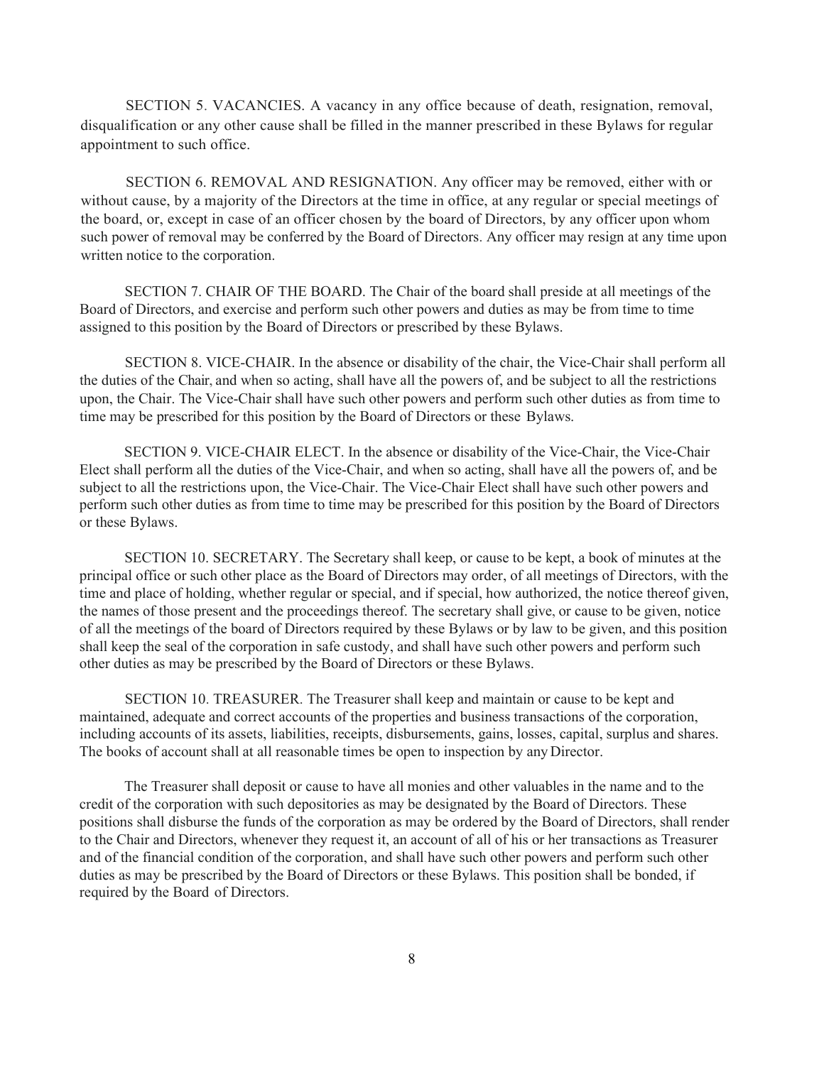SECTION 5. VACANCIES. A vacancy in any office because of death, resignation, removal, disqualification or any other cause shall be filled in the manner prescribed in these Bylaws for regular appointment to such office.

SECTION 6. REMOVAL AND RESIGNATION. Any officer may be removed, either with or without cause, by a majority of the Directors at the time in office, at any regular or special meetings of the board, or, except in case of an officer chosen by the board of Directors, by any officer upon whom such power of removal may be conferred by the Board of Directors. Any officer may resign at any time upon written notice to the corporation.

SECTION 7. CHAIR OF THE BOARD. The Chair of the board shall preside at all meetings of the Board of Directors, and exercise and perform such other powers and duties as may be from time to time assigned to this position by the Board of Directors or prescribed by these Bylaws.

SECTION 8. VICE-CHAIR. In the absence or disability of the chair, the Vice-Chair shall perform all the duties of the Chair, and when so acting, shall have all the powers of, and be subject to all the restrictions upon, the Chair. The Vice-Chair shall have such other powers and perform such other duties as from time to time may be prescribed for this position by the Board of Directors or these Bylaws.

SECTION 9. VICE-CHAIR ELECT. In the absence or disability of the Vice-Chair, the Vice-Chair Elect shall perform all the duties of the Vice-Chair, and when so acting, shall have all the powers of, and be subject to all the restrictions upon, the Vice-Chair. The Vice-Chair Elect shall have such other powers and perform such other duties as from time to time may be prescribed for this position by the Board of Directors or these Bylaws.

SECTION 10. SECRETARY. The Secretary shall keep, or cause to be kept, a book of minutes at the principal office or such other place as the Board of Directors may order, of all meetings of Directors, with the time and place of holding, whether regular or special, and if special, how authorized, the notice thereof given, the names of those present and the proceedings thereof. The secretary shall give, or cause to be given, notice of all the meetings of the board of Directors required by these Bylaws or by law to be given, and this position shall keep the seal of the corporation in safe custody, and shall have such other powers and perform such other duties as may be prescribed by the Board of Directors or these Bylaws.

SECTION 10. TREASURER. The Treasurer shall keep and maintain or cause to be kept and maintained, adequate and correct accounts of the properties and business transactions of the corporation, including accounts of its assets, liabilities, receipts, disbursements, gains, losses, capital, surplus and shares. The books of account shall at all reasonable times be open to inspection by any Director.

The Treasurer shall deposit or cause to have all monies and other valuables in the name and to the credit of the corporation with such depositories as may be designated by the Board of Directors. These positions shall disburse the funds of the corporation as may be ordered by the Board of Directors, shall render to the Chair and Directors, whenever they request it, an account of all of his or her transactions as Treasurer and of the financial condition of the corporation, and shall have such other powers and perform such other duties as may be prescribed by the Board of Directors or these Bylaws. This position shall be bonded, if required by the Board of Directors.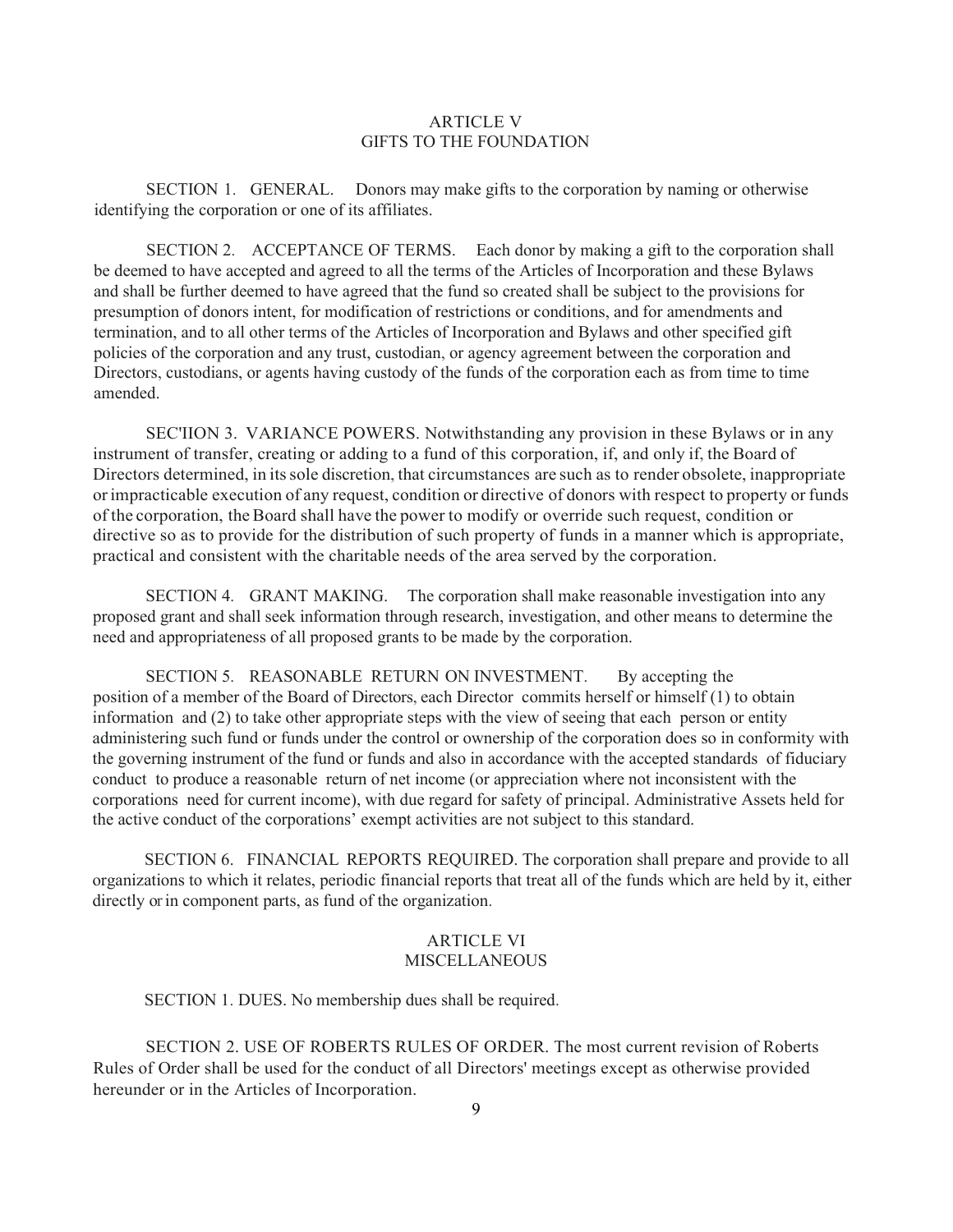## ARTICLE V
## GIFTS TO THE FOUNDATION

SECTION 1. GENERAL. Donors may make gifts to the corporation by naming or otherwise identifying the corporation or one of its affiliates.

SECTION 2. ACCEPTANCE OF TERMS. Each donor by making a gift to the corporation shall be deemed to have accepted and agreed to all the terms of the Articles of Incorporation and these Bylaws and shall be further deemed to have agreed that the fund so created shall be subject to the provisions for presumption of donors intent, for modification of restrictions or conditions, and for amendments and termination, and to all other terms of the Articles of Incorporation and Bylaws and other specified gift policies of the corporation and any trust, custodian, or agency agreement between the corporation and Directors, custodians, or agents having custody of the funds of the corporation each as from time to time amended.

SEC'IION 3. VARIANCE POWERS. Notwithstanding any provision in these Bylaws or in any instrument of transfer, creating or adding to a fund of this corporation, if, and only if, the Board of Directors determined, in its sole discretion, that circumstances are such as to render obsolete, inappropriate or impracticable execution of any request, condition or directive of donors with respect to property or funds of the corporation, the Board shall have the power to modify or override such request, condition or directive so as to provide for the distribution of such property of funds in a manner which is appropriate, practical and consistent with the charitable needs of the area served by the corporation.

SECTION 4. GRANT MAKING. The corporation shall make reasonable investigation into any proposed grant and shall seek information through research, investigation, and other means to determine the need and appropriateness of all proposed grants to be made by the corporation.

SECTION 5. REASONABLE RETURN ON INVESTMENT. By accepting the position of a member of the Board of Directors, each Director commits herself or himself (1) to obtain information and (2) to take other appropriate steps with the view of seeing that each person or entity administering such fund or funds under the control or ownership of the corporation does so in conformity with the governing instrument of the fund or funds and also in accordance with the accepted standards of fiduciary conduct to produce a reasonable return of net income (or appreciation where not inconsistent with the corporations need for current income), with due regard for safety of principal. Administrative Assets held for the active conduct of the corporations' exempt activities are not subject to this standard.

SECTION 6. FINANCIAL REPORTS REQUIRED. The corporation shall prepare and provide to all organizations to which it relates, periodic financial reports that treat all of the funds which are held by it, either directly or in component parts, as fund of the organization.

## ARTICLE VI
## MISCELLANEOUS

SECTION 1. DUES. No membership dues shall be required.

SECTION 2. USE OF ROBERTS RULES OF ORDER. The most current revision of Roberts Rules of Order shall be used for the conduct of all Directors' meetings except as otherwise provided hereunder or in the Articles of Incorporation.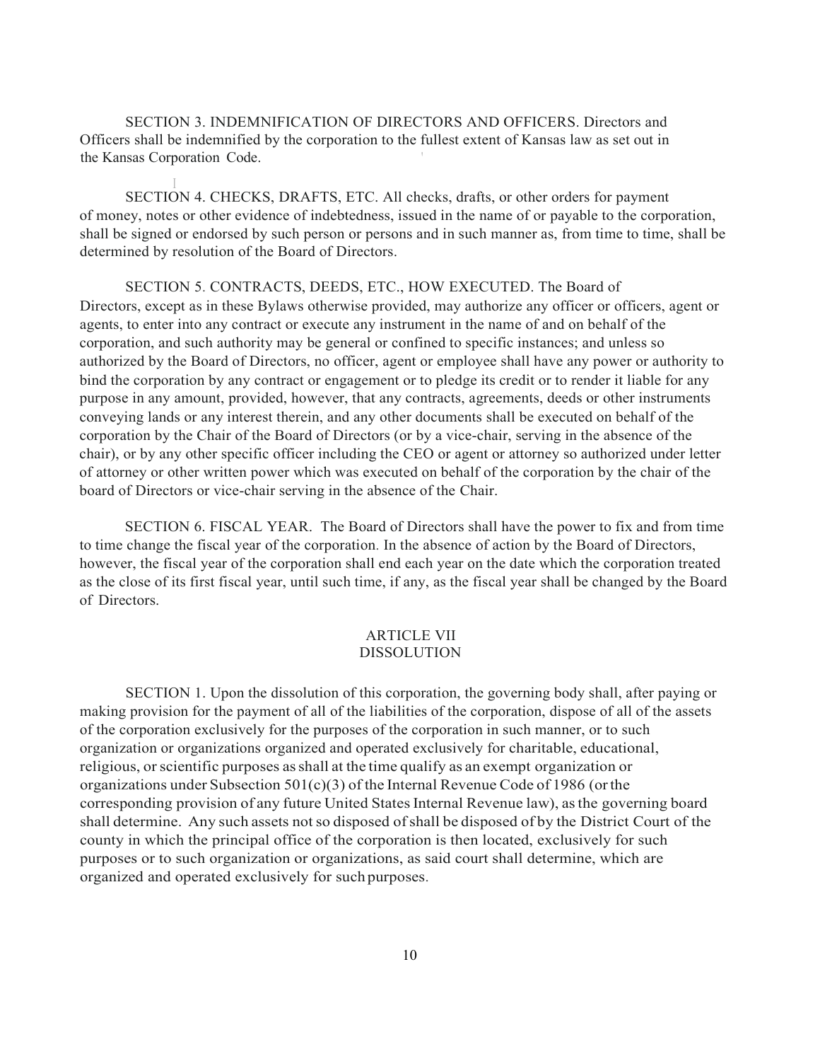SECTION 3. INDEMNIFICATION OF DIRECTORS AND OFFICERS. Directors and Officers shall be indemnified by the corporation to the fullest extent of Kansas law as set out in the Kansas Corporation Code.

SECTION 4. CHECKS, DRAFTS, ETC. All checks, drafts, or other orders for payment of money, notes or other evidence of indebtedness, issued in the name of or payable to the corporation, shall be signed or endorsed by such person or persons and in such manner as, from time to time, shall be determined by resolution of the Board of Directors.

SECTION 5. CONTRACTS, DEEDS, ETC., HOW EXECUTED. The Board of Directors, except as in these Bylaws otherwise provided, may authorize any officer or officers, agent or agents, to enter into any contract or execute any instrument in the name of and on behalf of the corporation, and such authority may be general or confined to specific instances; and unless so authorized by the Board of Directors, no officer, agent or employee shall have any power or authority to bind the corporation by any contract or engagement or to pledge its credit or to render it liable for any purpose in any amount, provided, however, that any contracts, agreements, deeds or other instruments conveying lands or any interest therein, and any other documents shall be executed on behalf of the corporation by the Chair of the Board of Directors (or by a vice-chair, serving in the absence of the chair), or by any other specific officer including the CEO or agent or attorney so authorized under letter of attorney or other written power which was executed on behalf of the corporation by the chair of the board of Directors or vice-chair serving in the absence of the Chair.

SECTION 6. FISCAL YEAR. The Board of Directors shall have the power to fix and from time to time change the fiscal year of the corporation. In the absence of action by the Board of Directors, however, the fiscal year of the corporation shall end each year on the date which the corporation treated as the close of its first fiscal year, until such time, if any, as the fiscal year shall be changed by the Board of Directors.

## ARTICLE VII
## DISSOLUTION

SECTION 1. Upon the dissolution of this corporation, the governing body shall, after paying or making provision for the payment of all of the liabilities of the corporation, dispose of all of the assets of the corporation exclusively for the purposes of the corporation in such manner, or to such organization or organizations organized and operated exclusively for charitable, educational, religious, or scientific purposes as shall at the time qualify as an exempt organization or organizations under Subsection 501(c)(3) of the Internal Revenue Code of 1986 (or the corresponding provision of any future United States Internal Revenue law), as the governing board shall determine. Any such assets not so disposed of shall be disposed of by the District Court of the county in which the principal office of the corporation is then located, exclusively for such purposes or to such organization or organizations, as said court shall determine, which are organized and operated exclusively for such purposes.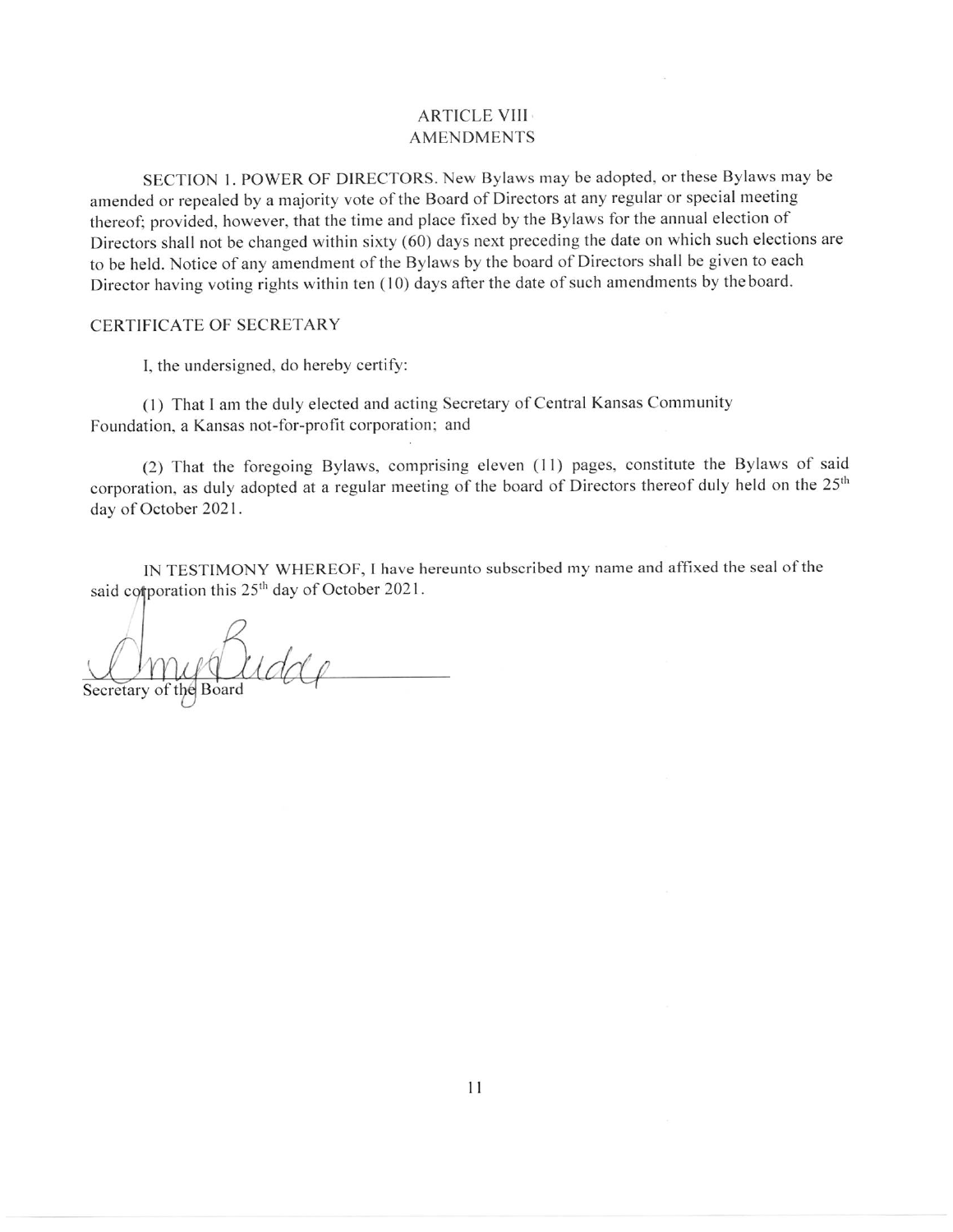## ARTICLE VIII
## AMENDMENTS

SECTION 1. POWER OF DIRECTORS. New Bylaws may be adopted, or these Bylaws may be amended or repealed by a majority vote of the Board of Directors at any regular or special meeting thereof; provided, however, that the time and place fixed by the Bylaws for the annual election of Directors shall not be changed within sixty (60) days next preceding the date on which such elections are to be held. Notice of any amendment of the Bylaws by the board of Directors shall be given to each Director having voting rights within ten (10) days after the date of such amendments by the board.

CERTIFICATE OF SECRETARY

I, the undersigned, do hereby certify:

(1) That I am the duly elected and acting Secretary of Central Kansas Community Foundation, a Kansas not-for-profit corporation; and

(2) That the foregoing Bylaws, comprising eleven (11) pages, constitute the Bylaws of said corporation, as duly adopted at a regular meeting of the board of Directors thereof duly held on the 25th day of October 2021.

IN TESTIMONY WHEREOF, I have hereunto subscribed my name and affixed the seal of the said corporation this 25th day of October 2021.

Secretary of the Board